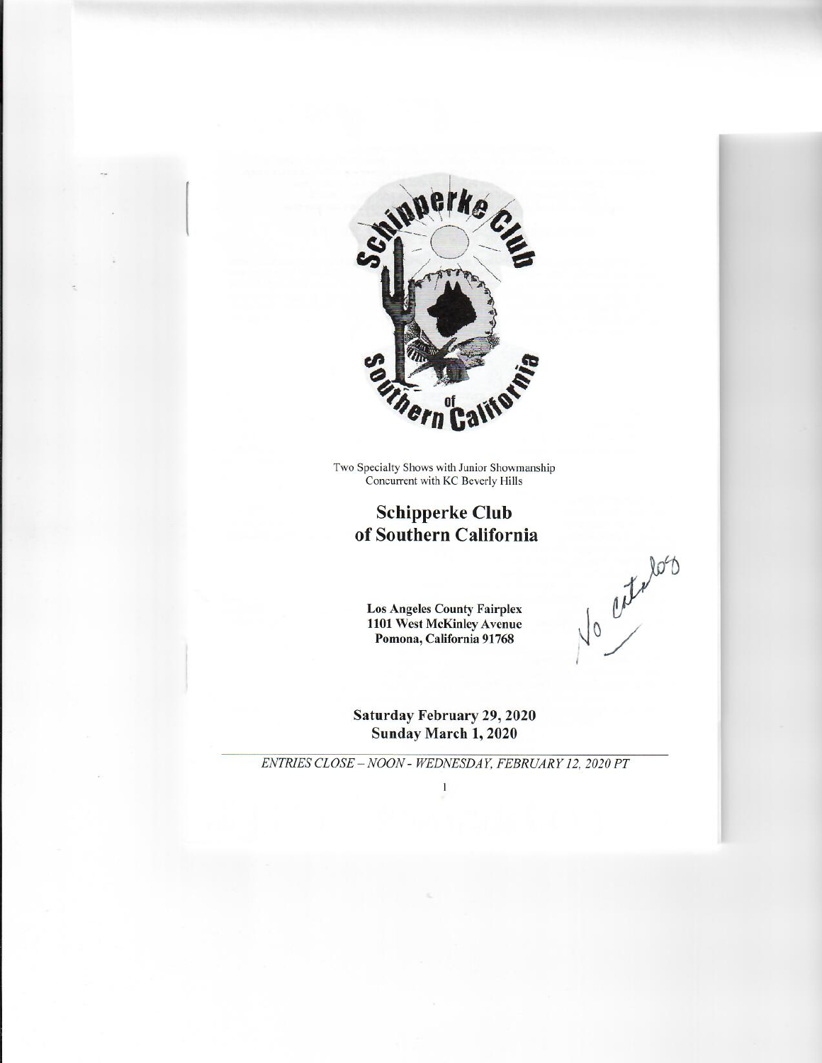Two Specialty Shows with Junior Showmanship
Concurrent with KC Beverly Hills

# Schipperke Club of Southern California

No catalog

**Los Angeles County Fairplex**
**1101 West McKinley Avenue**
**Pomona, California 91768**

**Saturday February 29, 2020**
**Sunday March 1, 2020**

*ENTRIES CLOSE – NOON - WEDNESDAY, FEBRUARY 12, 2020 PT*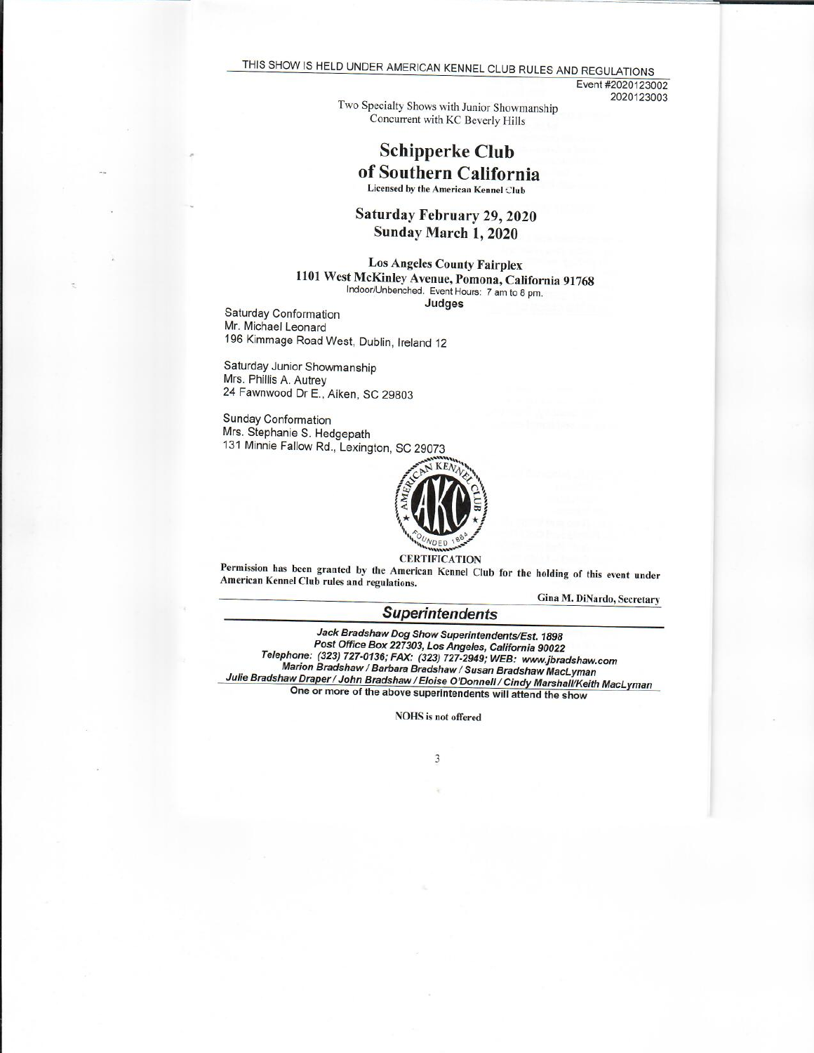THIS SHOW IS HELD UNDER AMERICAN KENNEL CLUB RULES AND REGULATIONS

Event #2020123002
2020123003

Two Specialty Shows with Junior Showmanship
Concurrent with KC Beverly Hills

# Schipperke Club of Southern California

Licensed by the American Kennel Club

## Saturday February 29, 2020
## Sunday March 1, 2020

**Los Angeles County Fairplex**
**1101 West McKinley Avenue, Pomona, California 91768**
Indoor/Unbenched. Event Hours: 7 am to 8 pm.

**Judges**

Saturday Conformation
Mr. Michael Leonard
196 Kimmage Road West, Dublin, Ireland 12

Saturday Junior Showmanship
Mrs. Phillis A. Autrey
24 Fawnwood Dr E., Aiken, SC 29803

Sunday Conformation
Mrs. Stephanie S. Hedgepath
131 Minnie Fallow Rd., Lexington, SC 29073

CERTIFICATION

Permission has been granted by the American Kennel Club for the holding of this event under American Kennel Club rules and regulations.

Gina M. DiNardo, Secretary

## *Superintendents*

***Jack Bradshaw Dog Show Superintendents/Est. 1898***
***Post Office Box 227303, Los Angeles, California 90022***
***Telephone: (323) 727-0136; FAX: (323) 727-2949; WEB: www.jbradshaw.com***
***Marion Bradshaw / Barbara Bradshaw / Susan Bradshaw MacLyman***
***Julie Bradshaw Draper / John Bradshaw / Eloise O'Donnell / Cindy Marshall/Keith MacLyman***

One or more of the above superintendents will attend the show

NOHS is not offered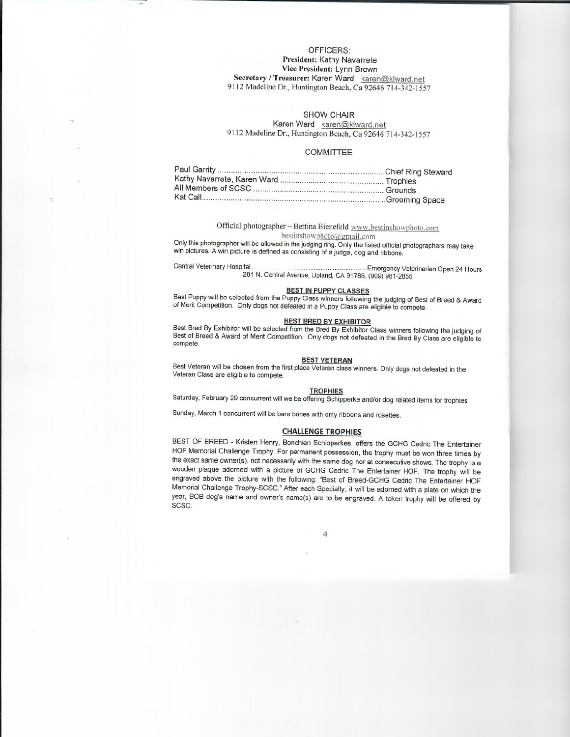## OFFICERS:

**President:** Kathy Navarrete
**Vice President:** Lynn Brown
**Secretary / Treasurer:** Karen Ward karen@klward.net
9112 Madeline Dr., Huntington Beach, Ca 92646 714-342-1557

## SHOW CHAIR

Karen Ward karen@klward.net
9112 Madeline Dr., Huntington Beach, Ca 92646 714-342-1557

## COMMITTEE

Paul Garrity .......................................................................Chief Ring Steward
Kathy Navarrete, Karen Ward .............................................. Trophies
All Members of SCSC ......................................................... Grounds
Kat Call................................................................................ ..Grooming Space

Official photographer – Bettina Bienefeld www.bestinshowphoto.com
bestinshowphoto@gmail.com

Only this photographer will be allowed in the judging ring. Only the listed official photographers may take win pictures. A win picture is defined as consisting of a judge, dog and ribbons.

Central Veterinary Hospital ...............................................................Emergency Veterinarian Open 24 Hours
281 N. Central Avenue, Upland, CA 91786, (909) 981-2855

### BEST IN PUPPY CLASSES

Best Puppy will be selected from the Puppy Class winners following the judging of Best of Breed & Award of Merit Competition. Only dogs not defeated in a Puppy Class are eligible to compete.

### BEST BRED BY EXHIBITOR

Best Bred By Exhibitor will be selected from the Bred By Exhibitor Class winners following the judging of Best of Breed & Award of Merit Competition. Only dogs not defeated in the Bred By Class are eligible to compete.

### BEST VETERAN

Best Veteran will be chosen from the first place Veteran class winners. Only dogs not defeated in the Veteran Class are eligible to compete.

### TROPHIES

Saturday, February 29 concurrent will we be offering Schipperke and/or dog related items for trophies

Sunday, March 1 concurrent will be bare bones with only ribbons and rosettes.

### CHALLENGE TROPHIES

BEST OF BREED - Kristen Henry, Bonchien Schipperkes, offers the GCHG Cedric The Entertainer HOF Memorial Challenge Trophy. For permanent possession, the trophy must be won three times by the exact same owner(s), not necessarily with the same dog nor at consecutive shows. The trophy is a wooden plaque adorned with a picture of GCHG Cedric The Entertainer HOF. The trophy will be engraved above the picture with the following: "Best of Breed-GCHG Cedric The Entertainer HOF Memorial Challenge Trophy-SCSC." After each Specialty, it will be adorned with a plate on which the year, BOB dog's name and owner's name(s) are to be engraved. A token trophy will be offered by SCSC.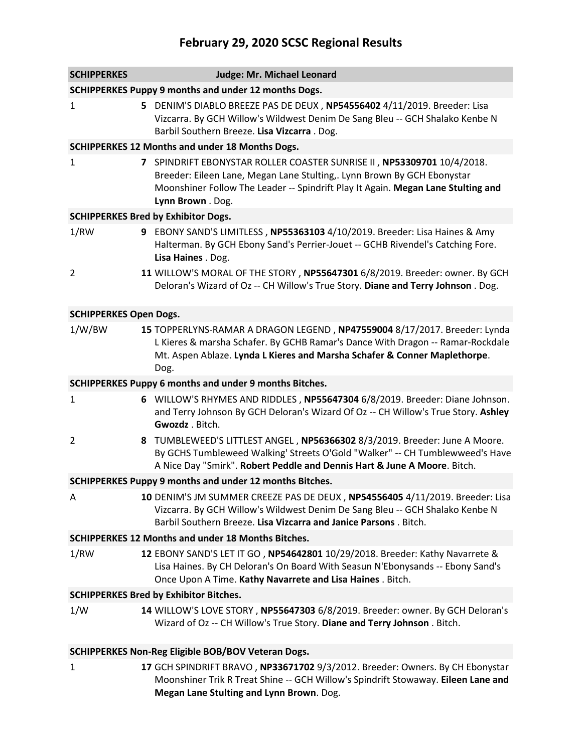# February 29, 2020 SCSC Regional Results

**SCHIPPERKES** **Judge: Mr. Michael Leonard**

**SCHIPPERKES Puppy 9 months and under 12 months Dogs.**

1 **5** DENIM'S DIABLO BREEZE PAS DE DEUX , **NP54556402** 4/11/2019. Breeder: Lisa Vizcarra. By GCH Willow's Wildwest Denim De Sang Bleu -- GCH Shalako Kenbe N Barbil Southern Breeze. **Lisa Vizcarra** . Dog.

**SCHIPPERKES 12 Months and under 18 Months Dogs.**

1 **7** SPINDRIFT EBONYSTAR ROLLER COASTER SUNRISE II , **NP53309701** 10/4/2018. Breeder: Eileen Lane, Megan Lane Stulting,. Lynn Brown By GCH Ebonystar Moonshiner Follow The Leader -- Spindrift Play It Again. **Megan Lane Stulting and Lynn Brown** . Dog.

**SCHIPPERKES Bred by Exhibitor Dogs.**

1/RW **9** EBONY SAND'S LIMITLESS , **NP55363103** 4/10/2019. Breeder: Lisa Haines & Amy Halterman. By GCH Ebony Sand's Perrier-Jouet -- GCHB Rivendel's Catching Fore. **Lisa Haines** . Dog.

2 **11** WILLOW'S MORAL OF THE STORY , **NP55647301** 6/8/2019. Breeder: owner. By GCH Deloran's Wizard of Oz -- CH Willow's True Story. **Diane and Terry Johnson** . Dog.

**SCHIPPERKES Open Dogs.**

1/W/BW **15** TOPPERLYNS-RAMAR A DRAGON LEGEND , **NP47559004** 8/17/2017. Breeder: Lynda L Kieres & marsha Schafer. By GCHB Ramar's Dance With Dragon -- Ramar-Rockdale Mt. Aspen Ablaze. **Lynda L Kieres and Marsha Schafer & Conner Maplethorpe**. Dog.

**SCHIPPERKES Puppy 6 months and under 9 months Bitches.**

1 **6** WILLOW'S RHYMES AND RIDDLES , **NP55647304** 6/8/2019. Breeder: Diane Johnson. and Terry Johnson By GCH Deloran's Wizard Of Oz -- CH Willow's True Story. **Ashley Gwozdz** . Bitch.

2 **8** TUMBLEWEED'S LITTLEST ANGEL , **NP56366302** 8/3/2019. Breeder: June A Moore. By GCHS Tumbleweed Walking' Streets O'Gold "Walker" -- CH Tumblewweed's Have A Nice Day "Smirk". **Robert Peddle and Dennis Hart & June A Moore**. Bitch.

**SCHIPPERKES Puppy 9 months and under 12 months Bitches.**

A **10** DENIM'S JM SUMMER CREEZE PAS DE DEUX , **NP54556405** 4/11/2019. Breeder: Lisa Vizcarra. By GCH Willow's Wildwest Denim De Sang Bleu -- GCH Shalako Kenbe N Barbil Southern Breeze. **Lisa Vizcarra and Janice Parsons** . Bitch.

**SCHIPPERKES 12 Months and under 18 Months Bitches.**

1/RW **12** EBONY SAND'S LET IT GO , **NP54642801** 10/29/2018. Breeder: Kathy Navarrete & Lisa Haines. By CH Deloran's On Board With Seasun N'Ebonysands -- Ebony Sand's Once Upon A Time. **Kathy Navarrete and Lisa Haines** . Bitch.

**SCHIPPERKES Bred by Exhibitor Bitches.**

1/W **14** WILLOW'S LOVE STORY , **NP55647303** 6/8/2019. Breeder: owner. By GCH Deloran's Wizard of Oz -- CH Willow's True Story. **Diane and Terry Johnson** . Bitch.

**SCHIPPERKES Non-Reg Eligible BOB/BOV Veteran Dogs.**

1 **17** GCH SPINDRIFT BRAVO , **NP33671702** 9/3/2012. Breeder: Owners. By CH Ebonystar Moonshiner Trik R Treat Shine -- GCH Willow's Spindrift Stowaway. **Eileen Lane and Megan Lane Stulting and Lynn Brown**. Dog.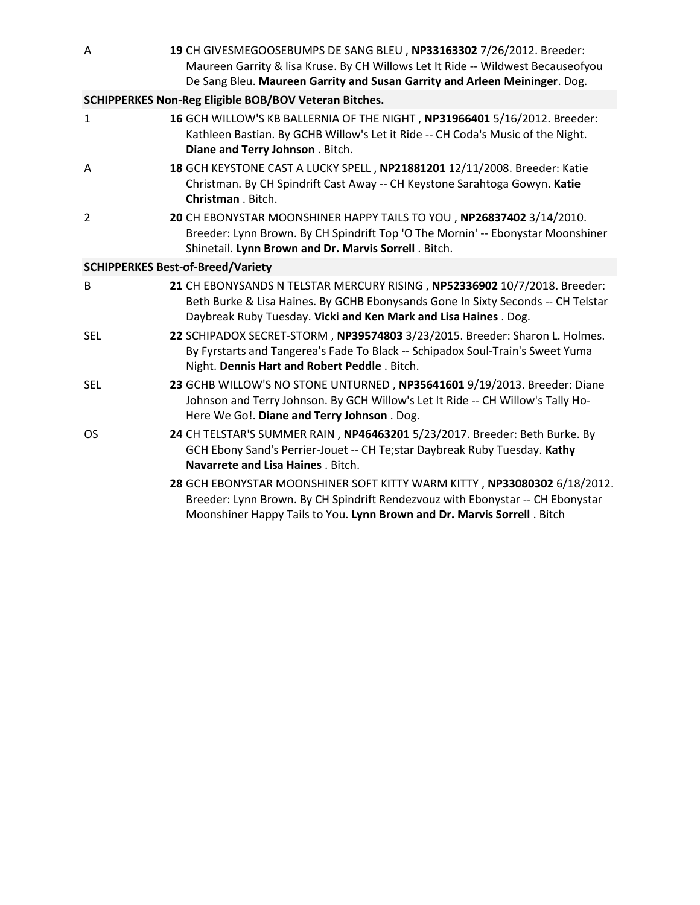A **19** CH GIVESMEGOOSEBUMPS DE SANG BLEU , **NP33163302** 7/26/2012. Breeder: Maureen Garrity & lisa Kruse. By CH Willows Let It Ride -- Wildwest Becauseofyou De Sang Bleu. **Maureen Garrity and Susan Garrity and Arleen Meininger**. Dog.

**SCHIPPERKES Non-Reg Eligible BOB/BOV Veteran Bitches.**

1 **16** GCH WILLOW'S KB BALLERNIA OF THE NIGHT , **NP31966401** 5/16/2012. Breeder: Kathleen Bastian. By GCHB Willow's Let it Ride -- CH Coda's Music of the Night. **Diane and Terry Johnson** . Bitch.

A **18** GCH KEYSTONE CAST A LUCKY SPELL , **NP21881201** 12/11/2008. Breeder: Katie Christman. By CH Spindrift Cast Away -- CH Keystone Sarahtoga Gowyn. **Katie Christman** . Bitch.

2 **20** CH EBONYSTAR MOONSHINER HAPPY TAILS TO YOU , **NP26837402** 3/14/2010. Breeder: Lynn Brown. By CH Spindrift Top 'O The Mornin' -- Ebonystar Moonshiner Shinetail. **Lynn Brown and Dr. Marvis Sorrell** . Bitch.

**SCHIPPERKES Best-of-Breed/Variety**

B **21** CH EBONYSANDS N TELSTAR MERCURY RISING , **NP52336902** 10/7/2018. Breeder: Beth Burke & Lisa Haines. By GCHB Ebonysands Gone In Sixty Seconds -- CH Telstar Daybreak Ruby Tuesday. **Vicki and Ken Mark and Lisa Haines** . Dog.

SEL **22** SCHIPADOX SECRET-STORM , **NP39574803** 3/23/2015. Breeder: Sharon L. Holmes. By Fyrstarts and Tangerea's Fade To Black -- Schipadox Soul-Train's Sweet Yuma Night. **Dennis Hart and Robert Peddle** . Bitch.

SEL **23** GCHB WILLOW'S NO STONE UNTURNED , **NP35641601** 9/19/2013. Breeder: Diane Johnson and Terry Johnson. By GCH Willow's Let It Ride -- CH Willow's Tally Ho-Here We Go!. **Diane and Terry Johnson** . Dog.

OS **24** CH TELSTAR'S SUMMER RAIN , **NP46463201** 5/23/2017. Breeder: Beth Burke. By GCH Ebony Sand's Perrier-Jouet -- CH Te;star Daybreak Ruby Tuesday. **Kathy Navarrete and Lisa Haines** . Bitch.

**28** GCH EBONYSTAR MOONSHINER SOFT KITTY WARM KITTY , **NP33080302** 6/18/2012. Breeder: Lynn Brown. By CH Spindrift Rendezvouz with Ebonystar -- CH Ebonystar Moonshiner Happy Tails to You. **Lynn Brown and Dr. Marvis Sorrell** . Bitch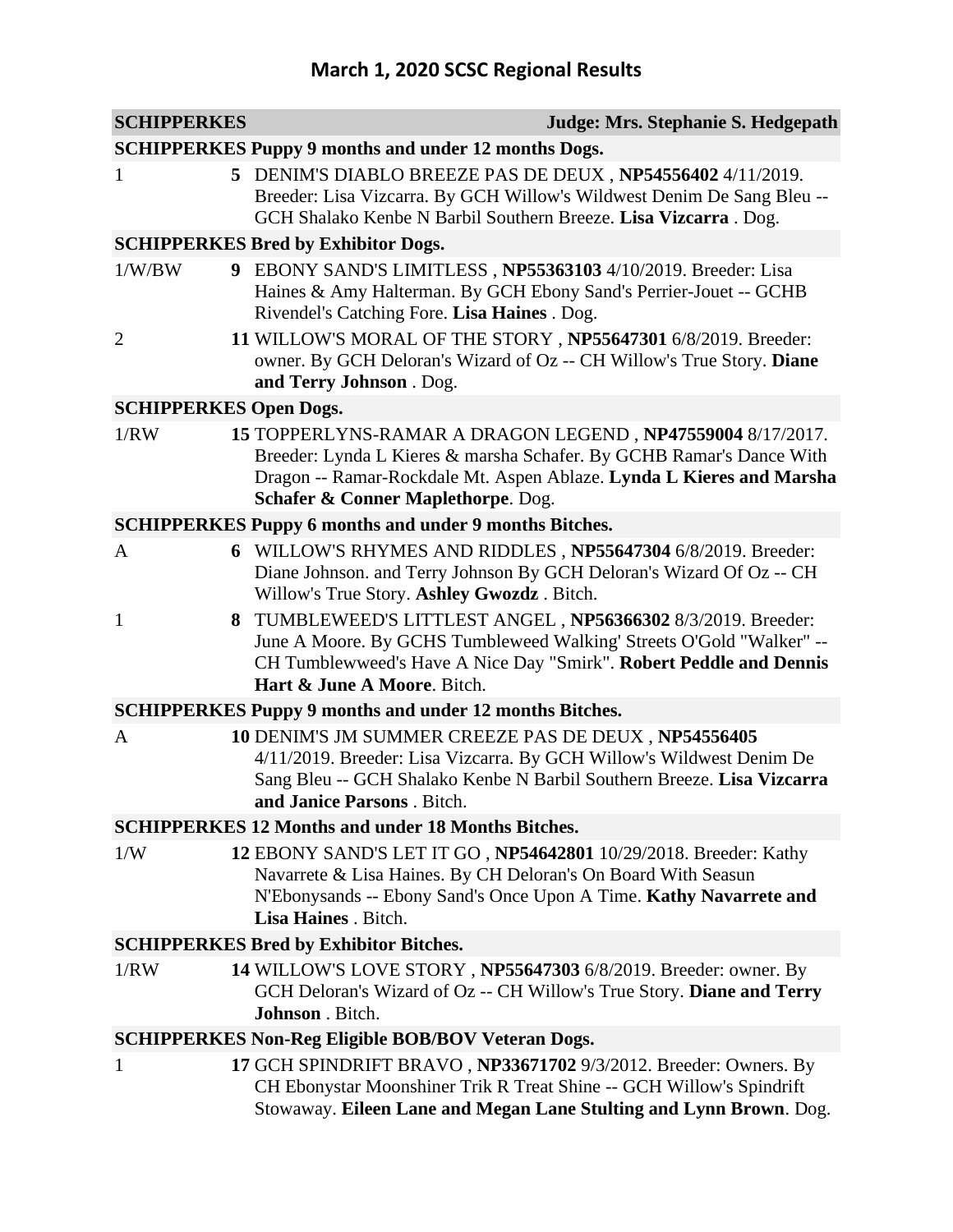# March 1, 2020 SCSC Regional Results

| **SCHIPPERKES** | **Judge: Mrs. Stephanie S. Hedgepath** |
|---|---|
| **SCHIPPERKES Puppy 9 months and under 12 months Dogs.** | |
| 1 | **5** DENIM'S DIABLO BREEZE PAS DE DEUX , **NP54556402** 4/11/2019. Breeder: Lisa Vizcarra. By GCH Willow's Wildwest Denim De Sang Bleu -- GCH Shalako Kenbe N Barbil Southern Breeze. **Lisa Vizcarra** . Dog. |
| **SCHIPPERKES Bred by Exhibitor Dogs.** | |
| 1/W/BW | **9** EBONY SAND'S LIMITLESS , **NP55363103** 4/10/2019. Breeder: Lisa Haines & Amy Halterman. By GCH Ebony Sand's Perrier-Jouet -- GCHB Rivendel's Catching Fore. **Lisa Haines** . Dog. |
| 2 | **11** WILLOW'S MORAL OF THE STORY , **NP55647301** 6/8/2019. Breeder: owner. By GCH Deloran's Wizard of Oz -- CH Willow's True Story. **Diane and Terry Johnson** . Dog. |
| **SCHIPPERKES Open Dogs.** | |
| 1/RW | **15** TOPPERLYNS-RAMAR A DRAGON LEGEND , **NP47559004** 8/17/2017. Breeder: Lynda L Kieres & marsha Schafer. By GCHB Ramar's Dance With Dragon -- Ramar-Rockdale Mt. Aspen Ablaze. **Lynda L Kieres and Marsha Schafer & Conner Maplethorpe**. Dog. |
| **SCHIPPERKES Puppy 6 months and under 9 months Bitches.** | |
| A | **6** WILLOW'S RHYMES AND RIDDLES , **NP55647304** 6/8/2019. Breeder: Diane Johnson. and Terry Johnson By GCH Deloran's Wizard Of Oz -- CH Willow's True Story. **Ashley Gwozdz** . Bitch. |
| 1 | **8** TUMBLEWEED'S LITTLEST ANGEL , **NP56366302** 8/3/2019. Breeder: June A Moore. By GCHS Tumbleweed Walking' Streets O'Gold "Walker" -- CH Tumblewweed's Have A Nice Day "Smirk". **Robert Peddle and Dennis Hart & June A Moore**. Bitch. |
| **SCHIPPERKES Puppy 9 months and under 12 months Bitches.** | |
| A | **10** DENIM'S JM SUMMER CREEZE PAS DE DEUX , **NP54556405** 4/11/2019. Breeder: Lisa Vizcarra. By GCH Willow's Wildwest Denim De Sang Bleu -- GCH Shalako Kenbe N Barbil Southern Breeze. **Lisa Vizcarra and Janice Parsons** . Bitch. |
| **SCHIPPERKES 12 Months and under 18 Months Bitches.** | |
| 1/W | **12** EBONY SAND'S LET IT GO , **NP54642801** 10/29/2018. Breeder: Kathy Navarrete & Lisa Haines. By CH Deloran's On Board With Seasun N'Ebonysands -- Ebony Sand's Once Upon A Time. **Kathy Navarrete and Lisa Haines** . Bitch. |
| **SCHIPPERKES Bred by Exhibitor Bitches.** | |
| 1/RW | **14** WILLOW'S LOVE STORY , **NP55647303** 6/8/2019. Breeder: owner. By GCH Deloran's Wizard of Oz -- CH Willow's True Story. **Diane and Terry Johnson** . Bitch. |
| **SCHIPPERKES Non-Reg Eligible BOB/BOV Veteran Dogs.** | |
| 1 | **17** GCH SPINDRIFT BRAVO , **NP33671702** 9/3/2012. Breeder: Owners. By CH Ebonystar Moonshiner Trik R Treat Shine -- GCH Willow's Spindrift Stowaway. **Eileen Lane and Megan Lane Stulting and Lynn Brown**. Dog. |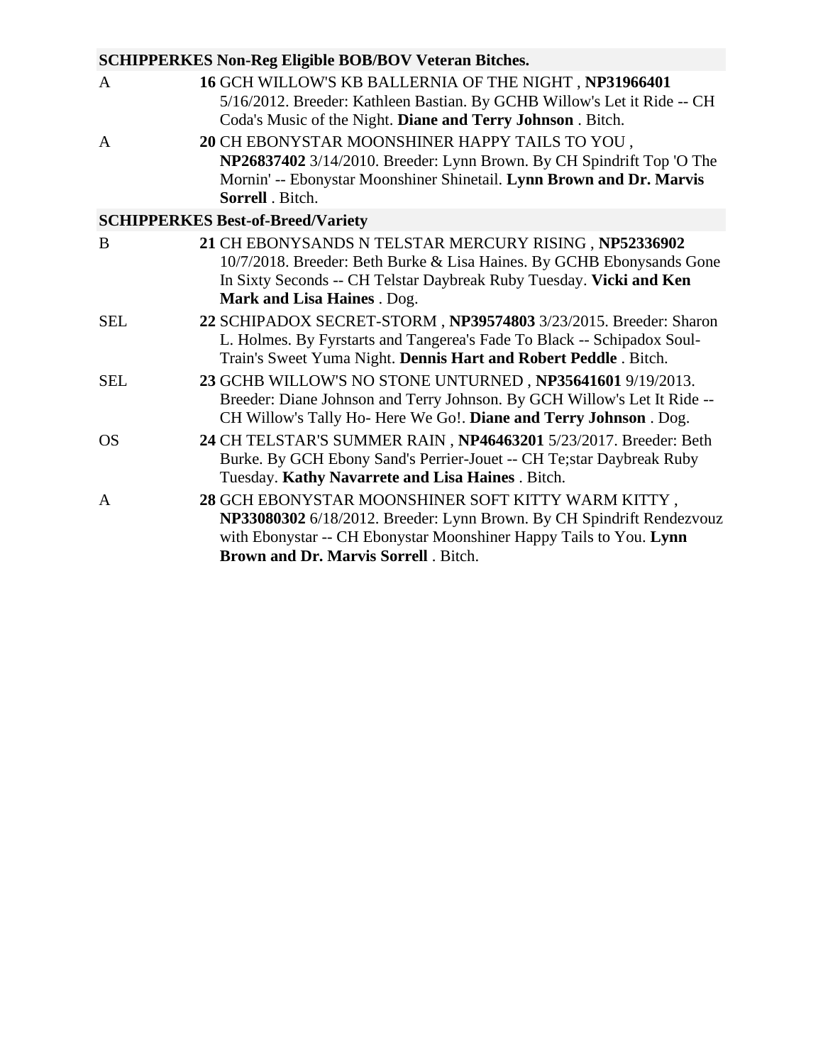## SCHIPPERKES Non-Reg Eligible BOB/BOV Veteran Bitches.

| | |
|---|---|
| A | **16** GCH WILLOW'S KB BALLERNIA OF THE NIGHT , **NP31966401** 5/16/2012. Breeder: Kathleen Bastian. By GCHB Willow's Let it Ride -- CH Coda's Music of the Night. **Diane and Terry Johnson** . Bitch. |
| A | **20** CH EBONYSTAR MOONSHINER HAPPY TAILS TO YOU , **NP26837402** 3/14/2010. Breeder: Lynn Brown. By CH Spindrift Top 'O The Mornin' -- Ebonystar Moonshiner Shinetail. **Lynn Brown and Dr. Marvis Sorrell** . Bitch. |

## SCHIPPERKES Best-of-Breed/Variety

| | |
|---|---|
| B | **21** CH EBONYSANDS N TELSTAR MERCURY RISING , **NP52336902** 10/7/2018. Breeder: Beth Burke & Lisa Haines. By GCHB Ebonysands Gone In Sixty Seconds -- CH Telstar Daybreak Ruby Tuesday. **Vicki and Ken Mark and Lisa Haines** . Dog. |
| SEL | **22** SCHIPADOX SECRET-STORM , **NP39574803** 3/23/2015. Breeder: Sharon L. Holmes. By Fyrstarts and Tangerea's Fade To Black -- Schipadox Soul-Train's Sweet Yuma Night. **Dennis Hart and Robert Peddle** . Bitch. |
| SEL | **23** GCHB WILLOW'S NO STONE UNTURNED , **NP35641601** 9/19/2013. Breeder: Diane Johnson and Terry Johnson. By GCH Willow's Let It Ride -- CH Willow's Tally Ho- Here We Go!. **Diane and Terry Johnson** . Dog. |
| OS | **24** CH TELSTAR'S SUMMER RAIN , **NP46463201** 5/23/2017. Breeder: Beth Burke. By GCH Ebony Sand's Perrier-Jouet -- CH Te;star Daybreak Ruby Tuesday. **Kathy Navarrete and Lisa Haines** . Bitch. |
| A | **28** GCH EBONYSTAR MOONSHINER SOFT KITTY WARM KITTY , **NP33080302** 6/18/2012. Breeder: Lynn Brown. By CH Spindrift Rendezvouz with Ebonystar -- CH Ebonystar Moonshiner Happy Tails to You. **Lynn Brown and Dr. Marvis Sorrell** . Bitch. |